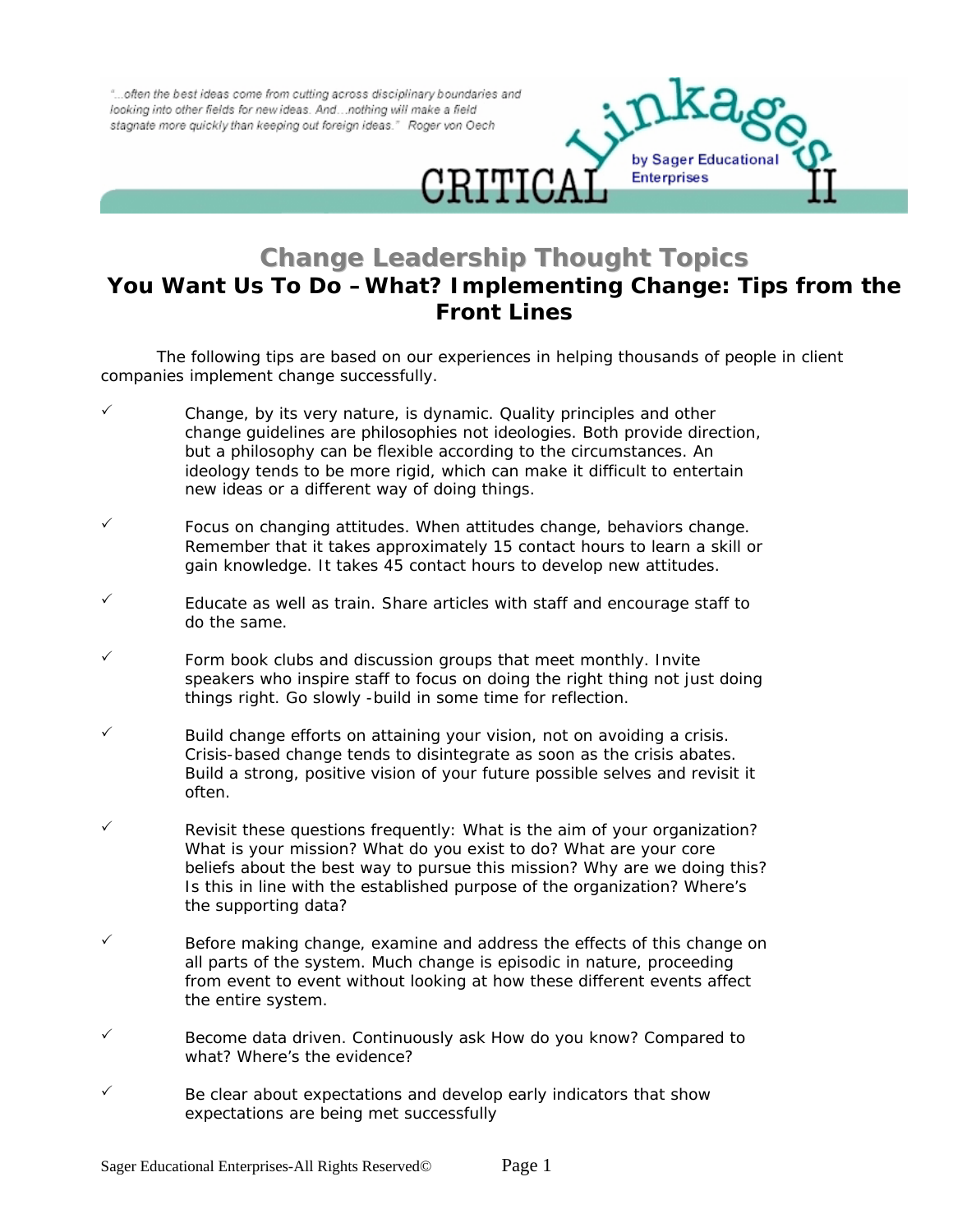"...often the best ideas come from cutting across disciplinary boundaries and looking into other fields for new ideas. And...nothing will make a field stagnate more quickly than keeping out foreign ideas." Roger von Oech

CRITICAL Linkages II by Sager Educational Enterprises

# Change Leadership Thought Topics

## You Want Us To Do – What? Implementing Change: Tips from the Front Lines

The following tips are based on our experiences in helping thousands of people in client companies implement change successfully.

- ✓ Change, by its very nature, is dynamic. Quality principles and other change guidelines are philosophies not ideologies. Both provide direction, but a philosophy can be flexible according to the circumstances. An ideology tends to be more rigid, which can make it difficult to entertain new ideas or a different way of doing things.

- ✓ Focus on changing attitudes. When attitudes change, behaviors change. Remember that it takes approximately 15 contact hours to learn a skill or gain knowledge. It takes 45 contact hours to develop new attitudes.

- ✓ Educate as well as train. Share articles with staff and encourage staff to do the same.

- ✓ Form book clubs and discussion groups that meet monthly. Invite speakers who inspire staff to focus on doing the right thing not just doing things right. Go slowly -build in some time for reflection.

- ✓ Build change efforts on attaining your vision, not on avoiding a crisis. Crisis-based change tends to disintegrate as soon as the crisis abates. Build a strong, positive vision of your future possible selves and revisit it often.

- ✓ Revisit these questions frequently: What is the aim of your organization? What is your mission? What do you exist to do? What are your core beliefs about the best way to pursue this mission? Why are we doing this? Is this in line with the established purpose of the organization? Where's the supporting data?

- ✓ Before making change, examine and address the effects of this change on all parts of the system. Much change is episodic in nature, proceeding from event to event without looking at how these different events affect the entire system.

- ✓ Become data driven. Continuously ask How do you know? Compared to what? Where's the evidence?

- ✓ Be clear about expectations and develop early indicators that show expectations are being met successfully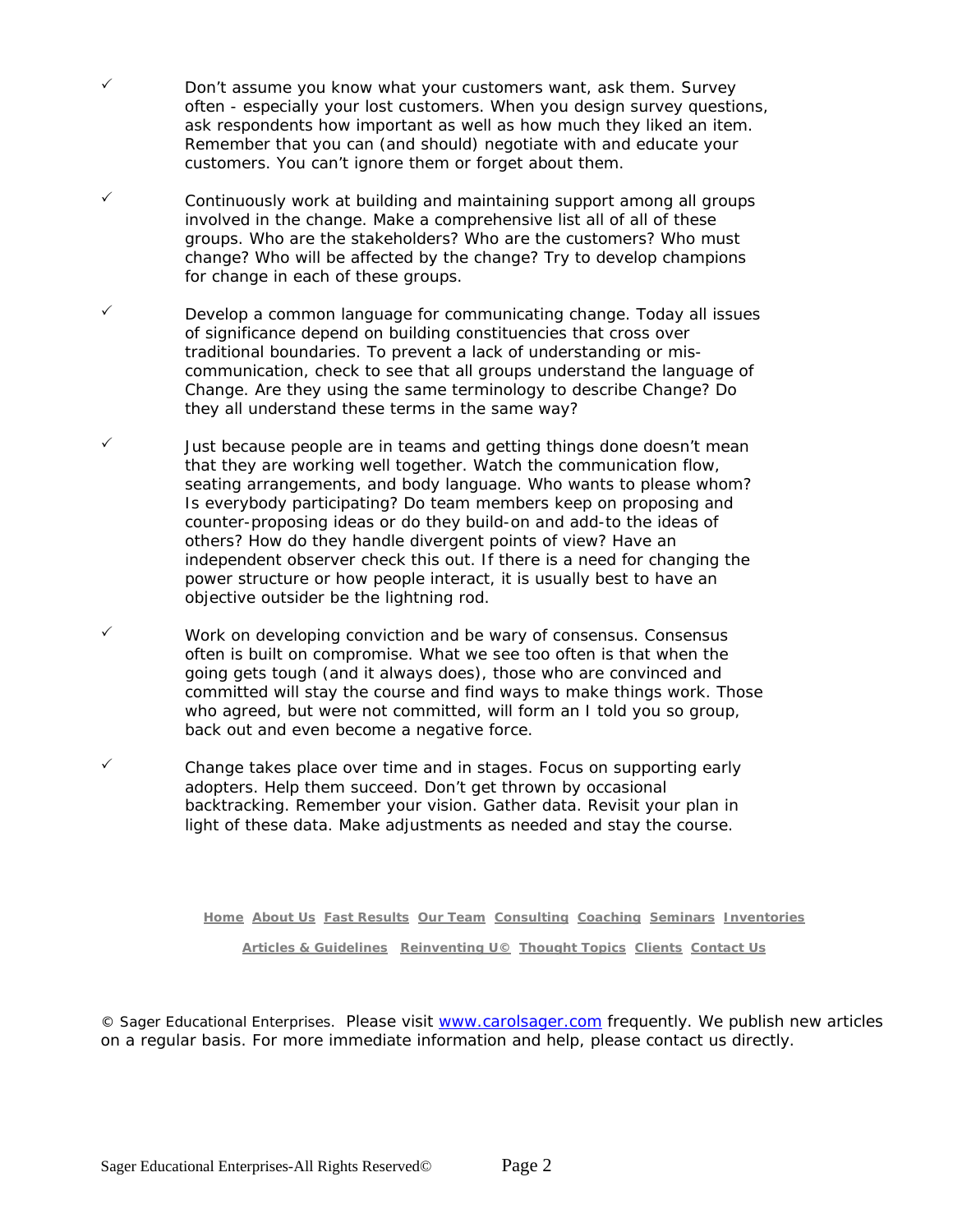- ✓ Don't assume you know what your customers want, ask them. Survey often - especially your lost customers. When you design survey questions, ask respondents how important as well as how much they liked an item. Remember that you can (and should) negotiate with and educate your customers. You can't ignore them or forget about them.

- ✓ Continuously work at building and maintaining support among all groups involved in the change. Make a comprehensive list all of all of these groups. Who are the stakeholders? Who are the customers? Who must change? Who will be affected by the change? Try to develop champions for change in each of these groups.

- ✓ Develop a common language for communicating change. Today all issues of significance depend on building constituencies that cross over traditional boundaries. To prevent a lack of understanding or mis-communication, check to see that all groups understand the language of Change. Are they using the same terminology to describe Change? Do they all understand these terms in the same way?

- ✓ Just because people are in teams and getting things done doesn't mean that they are working well together. Watch the communication flow, seating arrangements, and body language. Who wants to please whom? Is everybody participating? Do team members keep on proposing and counter-proposing ideas or do they build-on and add-to the ideas of others? How do they handle divergent points of view? Have an independent observer check this out. If there is a need for changing the power structure or how people interact, it is usually best to have an objective outsider be the lightning rod.

- ✓ Work on developing conviction and be wary of consensus. Consensus often is built on compromise. What we see too often is that when the going gets tough (and it always does), those who are convinced and committed will stay the course and find ways to make things work. Those who agreed, but were not committed, will form an I told you so group, back out and even become a negative force.

- ✓ Change takes place over time and in stages. Focus on supporting early adopters. Help them succeed. Don't get thrown by occasional backtracking. Remember your vision. Gather data. Revisit your plan in light of these data. Make adjustments as needed and stay the course.

**Home** **About Us** **Fast Results** **Our Team** **Consulting** **Coaching** **Seminars** **Inventories**

**Articles & Guidelines** **Reinventing U©** **Thought Topics** **Clients** **Contact Us**

© Sager Educational Enterprises. Please visit www.carolsager.com frequently. We publish new articles on a regular basis. For more immediate information and help, please contact us directly.